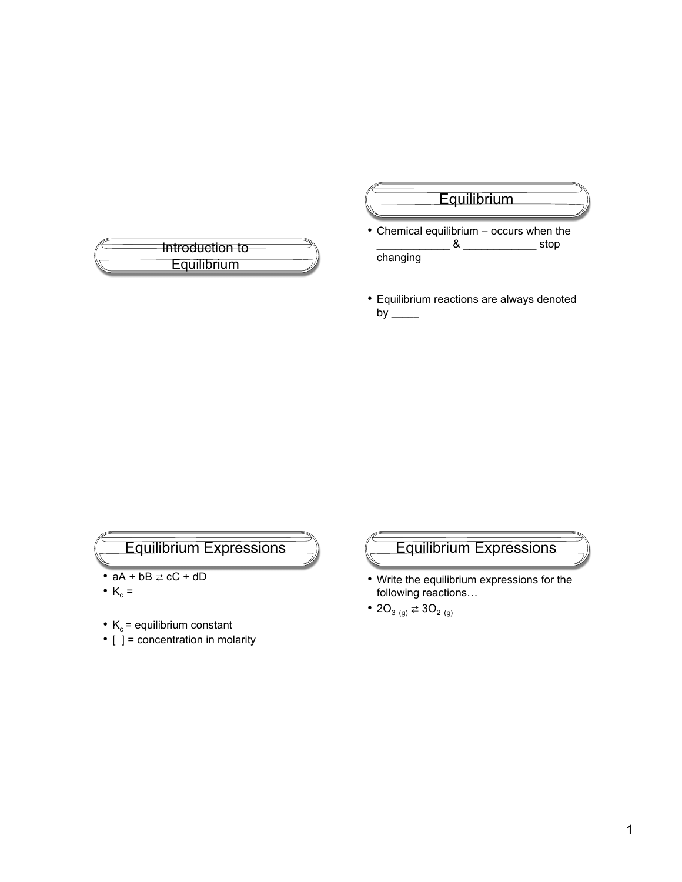# Introduction to Equilibrium

## Equilibrium

- Chemical equilibrium – occurs when the ____________ & ____________ stop changing
- Equilibrium reactions are always denoted by _____

## Equilibrium Expressions

- $aA + bB \rightleftarrows cC + dD$
- $K_c$ =
- $K_c$ = equilibrium constant
- [ ] = concentration in molarity

## Equilibrium Expressions

- Write the equilibrium expressions for the following reactions…
- $2O_{3\ (g)} \rightleftarrows 3O_{2\ (g)}$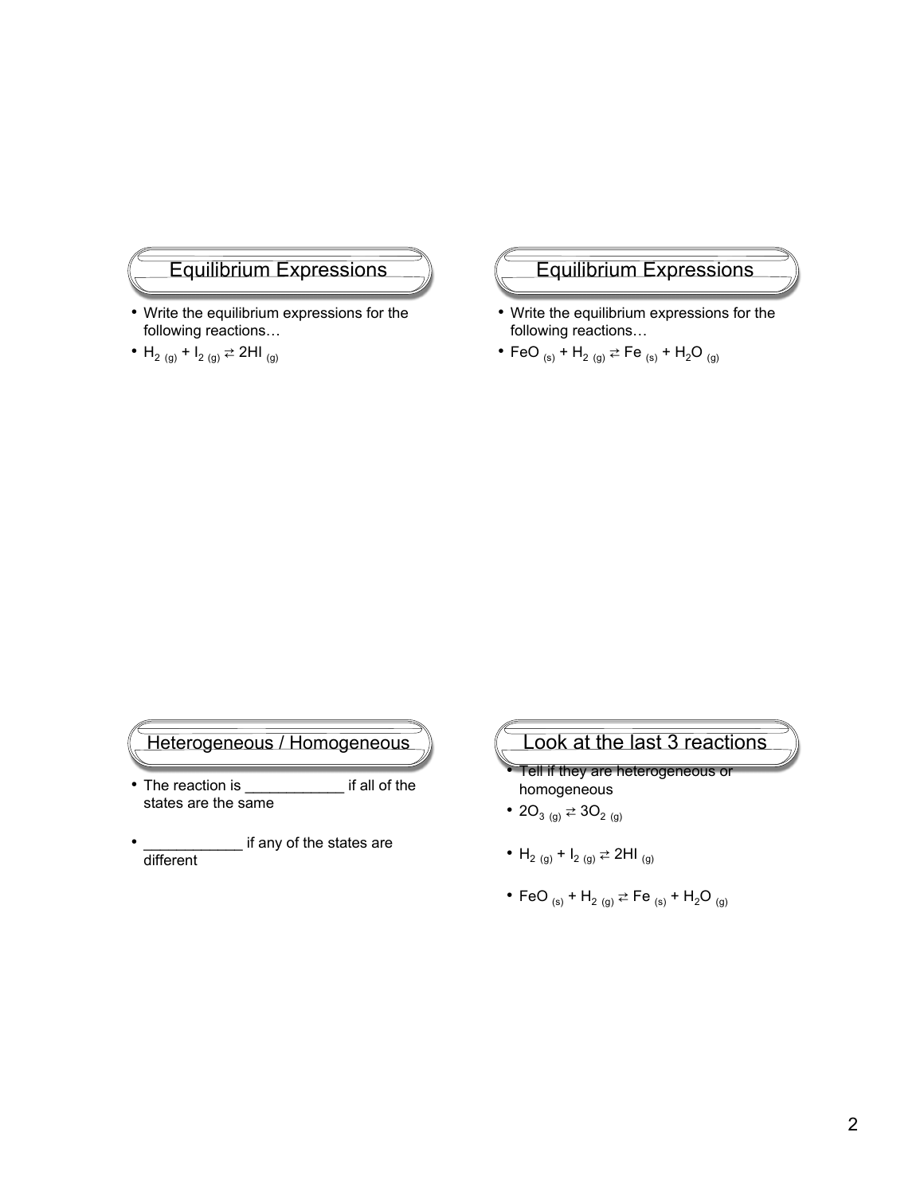## Equilibrium Expressions

- Write the equilibrium expressions for the following reactions…
- $H_{2\ (g)} + I_{2\ (g)} \rightleftarrows 2HI_{\ (g)}$

## Equilibrium Expressions

- Write the equilibrium expressions for the following reactions…
- $FeO_{\ (s)} + H_{2\ (g)} \rightleftarrows Fe_{\ (s)} + H_2O_{\ (g)}$

## Heterogeneous / Homogeneous

- The reaction is ____________ if all of the states are the same
- ____________ if any of the states are different

## Look at the last 3 reactions

- Tell if they are heterogeneous or homogeneous
- $2O_{3\ (g)} \rightleftarrows 3O_{2\ (g)}$
- $H_{2\ (g)} + I_{2\ (g)} \rightleftarrows 2HI_{\ (g)}$
- $FeO_{\ (s)} + H_{2\ (g)} \rightleftarrows Fe_{\ (s)} + H_2O_{\ (g)}$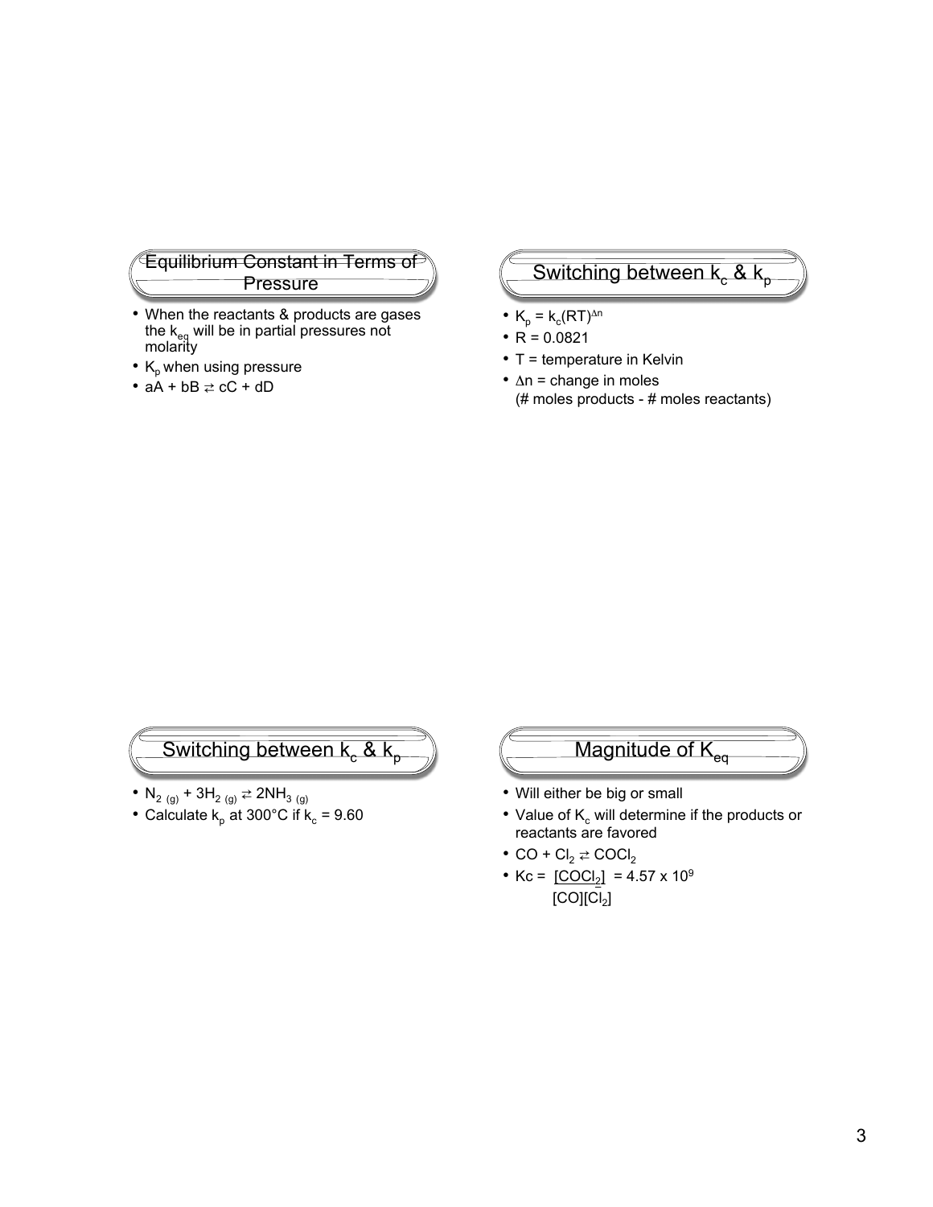## Equilibrium Constant in Terms of Pressure

- When the reactants & products are gases the $k_{eq}$ will be in partial pressures not molarity
- $K_p$ when using pressure
- $aA + bB \rightleftarrows cC + dD$

## Switching between $k_c$ & $k_p$

- $K_p = k_c(RT)^{\Delta n}$
- $R = 0.0821$
- T = temperature in Kelvin
- $\Delta n$ = change in moles
  (# moles products - # moles reactants)

## Switching between $k_c$ & $k_p$

- $N_{2\ (g)} + 3H_{2\ (g)} \rightleftarrows 2NH_{3\ (g)}$
- Calculate $k_p$ at 300°C if $k_c = 9.60$

## Magnitude of $K_{eq}$

- Will either be big or small
- Value of $K_c$ will determine if the products or reactants are favored
- $CO + Cl_2 \rightleftarrows COCl_2$
- $Kc = \dfrac{[COCl_2]}{[CO][Cl_2]} = 4.57 \times 10^9$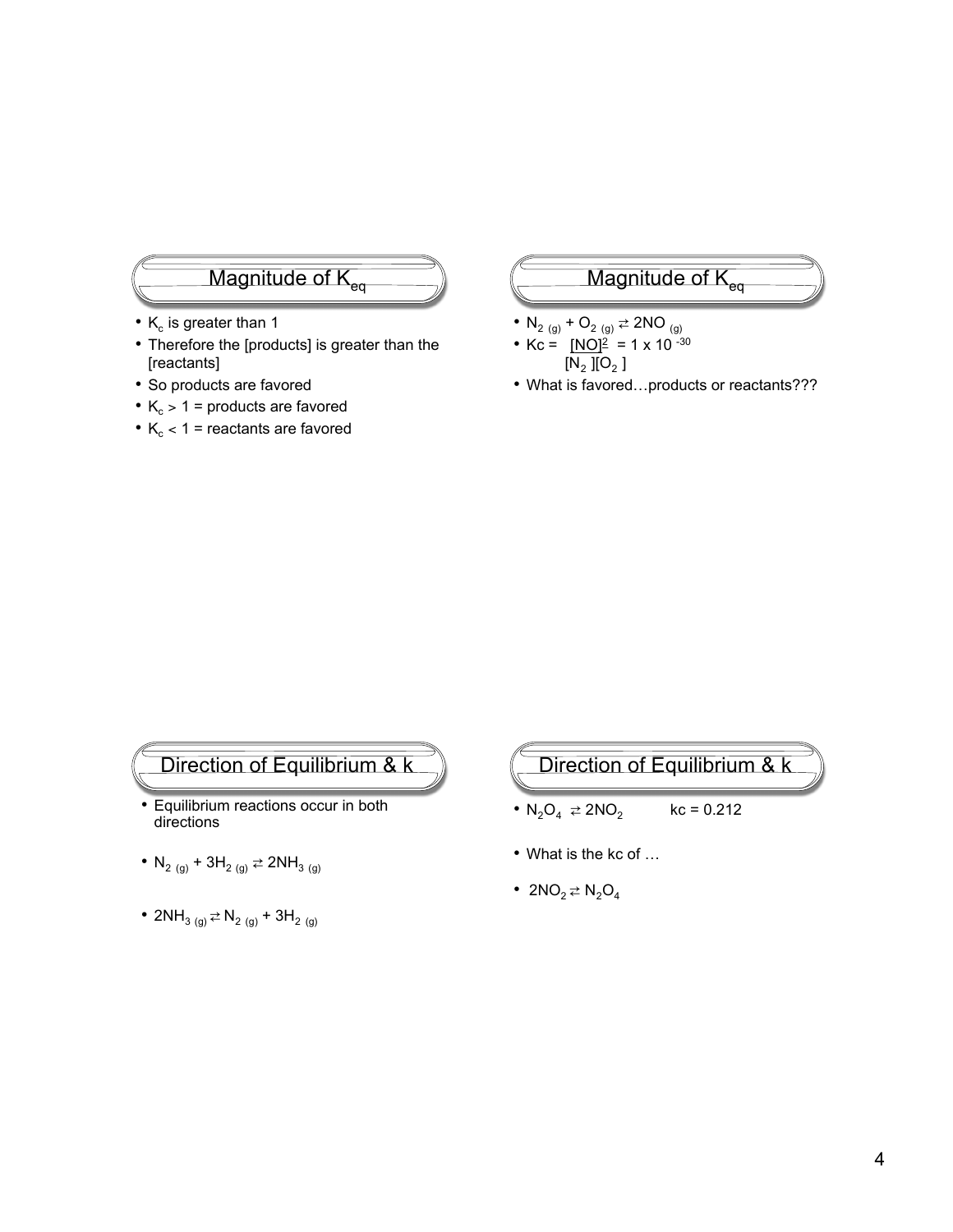## Magnitude of $K_{eq}$

- $K_c$ is greater than 1
- Therefore the [products] is greater than the [reactants]
- So products are favored
- $K_c > 1$ = products are favored
- $K_c < 1$ = reactants are favored

## Magnitude of $K_{eq}$

- $N_{2\,(g)} + O_{2\,(g)} \rightleftarrows 2NO_{(g)}$
- $Kc = \frac{[NO]^2}{[N_2][O_2]} = 1 \times 10^{-30}$
- What is favored…products or reactants???

## Direction of Equilibrium & k

- Equilibrium reactions occur in both directions
- $N_{2\,(g)} + 3H_{2\,(g)} \rightleftarrows 2NH_{3\,(g)}$
- $2NH_{3\,(g)} \rightleftarrows N_{2\,(g)} + 3H_{2\,(g)}$

## Direction of Equilibrium & k

- $N_2O_4 \rightleftarrows 2NO_2$ kc = 0.212
- What is the kc of …
- $2NO_2 \rightleftarrows N_2O_4$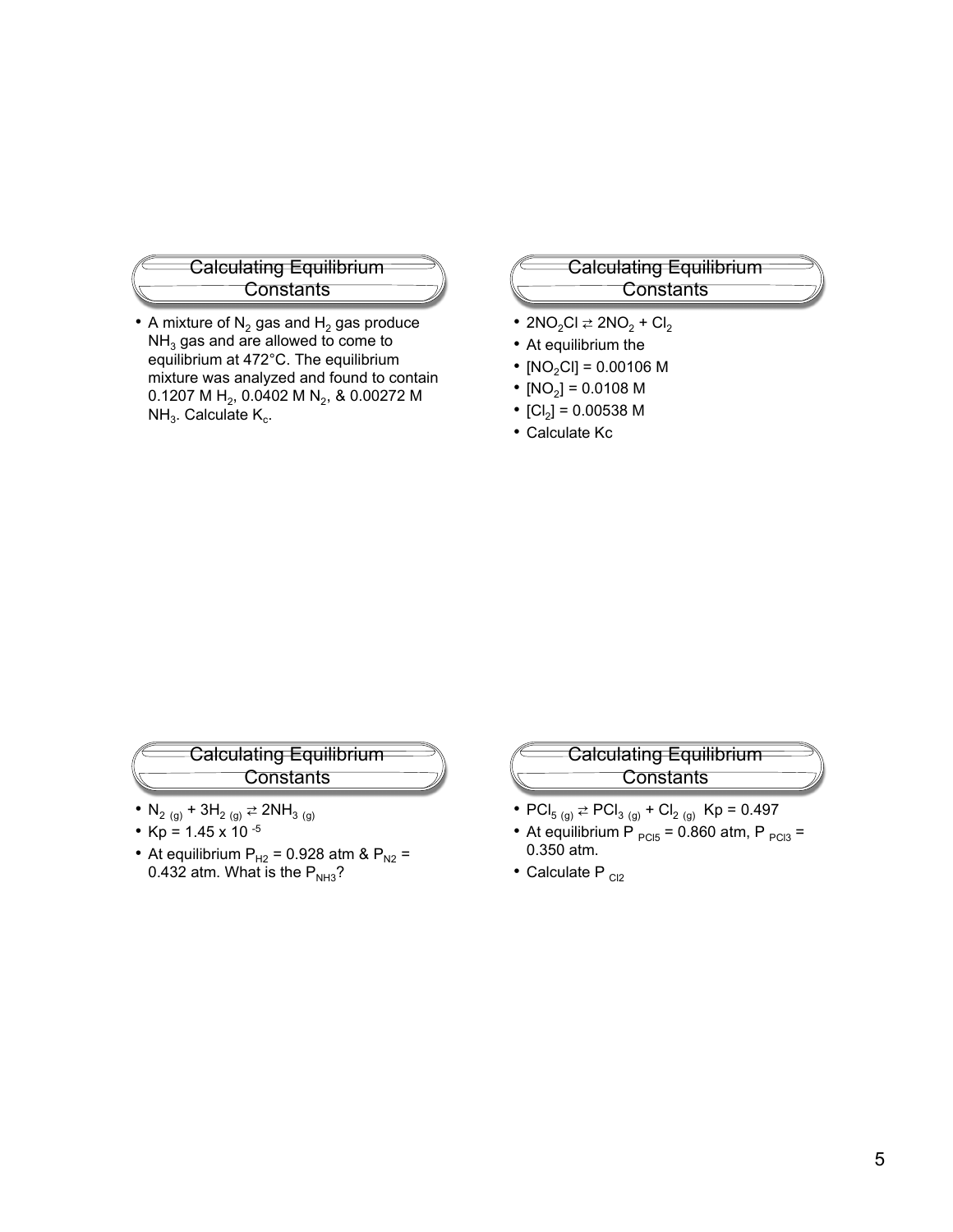## Calculating Equilibrium Constants

- A mixture of $N_2$ gas and $H_2$ gas produce $NH_3$ gas and are allowed to come to equilibrium at 472°C. The equilibrium mixture was analyzed and found to contain 0.1207 M $H_2$, 0.0402 M $N_2$, & 0.00272 M $NH_3$. Calculate $K_c$.

## Calculating Equilibrium Constants

- $2NO_2Cl \rightleftarrows 2NO_2 + Cl_2$
- At equilibrium the
- $[NO_2Cl]$ = 0.00106 M
- $[NO_2]$ = 0.0108 M
- $[Cl_2]$ = 0.00538 M
- Calculate Kc

## Calculating Equilibrium Constants

- $N_{2\ (g)} + 3H_{2\ (g)} \rightleftarrows 2NH_{3\ (g)}$
- Kp = $1.45 \times 10^{-5}$
- At equilibrium $P_{H2}$ = 0.928 atm & $P_{N2}$ = 0.432 atm. What is the $P_{NH3}$?

## Calculating Equilibrium Constants

- $PCl_{5\ (g)} \rightleftarrows PCl_{3\ (g)} + Cl_{2\ (g)}$ Kp = 0.497
- At equilibrium $P_{PCl5}$ = 0.860 atm, $P_{PCl3}$ = 0.350 atm.
- Calculate $P_{Cl2}$